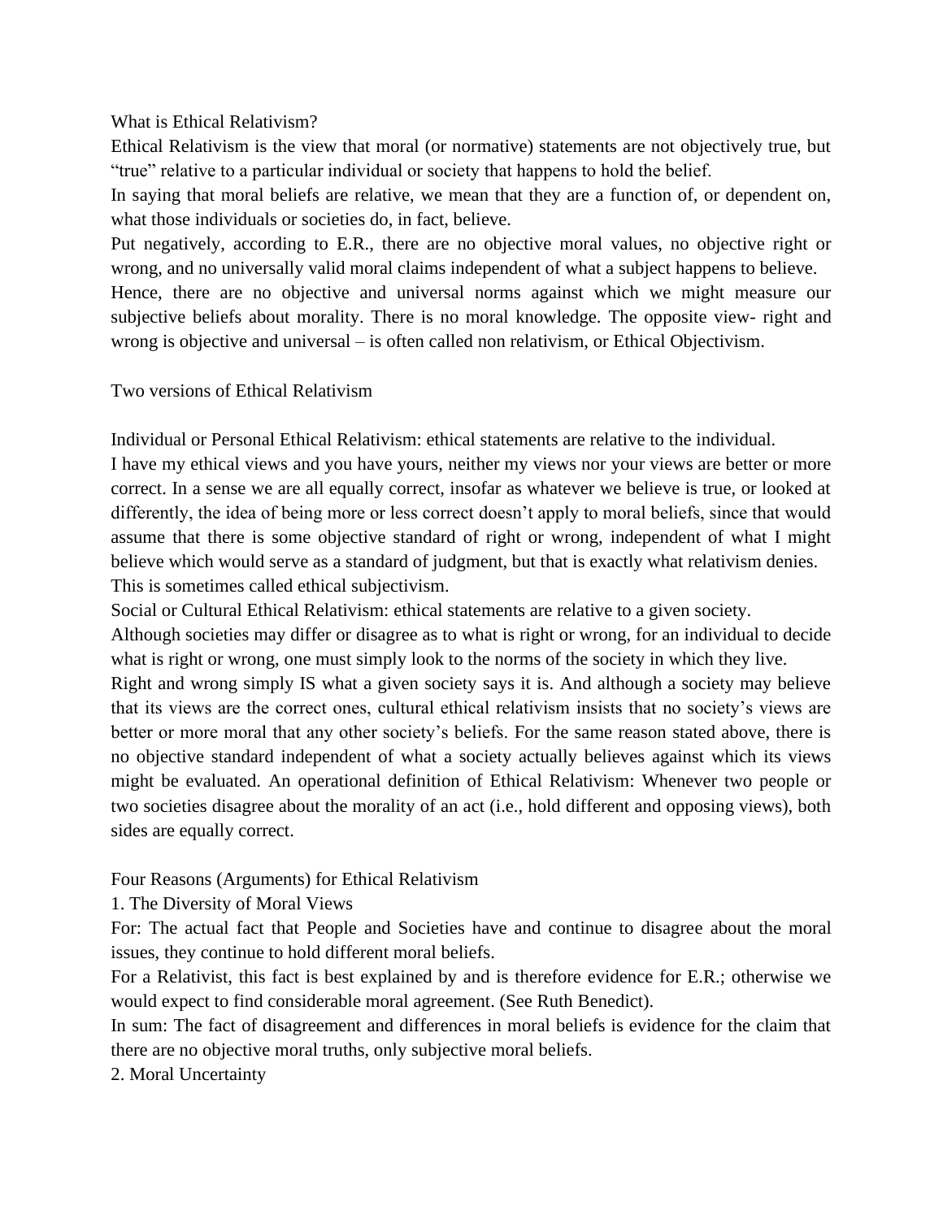## What is Ethical Relativism?

Ethical Relativism is the view that moral (or normative) statements are not objectively true, but "true" relative to a particular individual or society that happens to hold the belief.

In saying that moral beliefs are relative, we mean that they are a function of, or dependent on, what those individuals or societies do, in fact, believe.

Put negatively, according to E.R., there are no objective moral values, no objective right or wrong, and no universally valid moral claims independent of what a subject happens to believe.

Hence, there are no objective and universal norms against which we might measure our subjective beliefs about morality. There is no moral knowledge. The opposite view- right and wrong is objective and universal – is often called non relativism, or Ethical Objectivism.

## Two versions of Ethical Relativism

Individual or Personal Ethical Relativism: ethical statements are relative to the individual.

I have my ethical views and you have yours, neither my views nor your views are better or more correct. In a sense we are all equally correct, insofar as whatever we believe is true, or looked at differently, the idea of being more or less correct doesn't apply to moral beliefs, since that would assume that there is some objective standard of right or wrong, independent of what I might believe which would serve as a standard of judgment, but that is exactly what relativism denies. This is sometimes called ethical subjectivism.

Social or Cultural Ethical Relativism: ethical statements are relative to a given society.

Although societies may differ or disagree as to what is right or wrong, for an individual to decide what is right or wrong, one must simply look to the norms of the society in which they live.

Right and wrong simply IS what a given society says it is. And although a society may believe that its views are the correct ones, cultural ethical relativism insists that no society's views are better or more moral that any other society's beliefs. For the same reason stated above, there is no objective standard independent of what a society actually believes against which its views might be evaluated. An operational definition of Ethical Relativism: Whenever two people or two societies disagree about the morality of an act (i.e., hold different and opposing views), both sides are equally correct.

## Four Reasons (Arguments) for Ethical Relativism

### 1. The Diversity of Moral Views

For: The actual fact that People and Societies have and continue to disagree about the moral issues, they continue to hold different moral beliefs.

For a Relativist, this fact is best explained by and is therefore evidence for E.R.; otherwise we would expect to find considerable moral agreement. (See Ruth Benedict).

In sum: The fact of disagreement and differences in moral beliefs is evidence for the claim that there are no objective moral truths, only subjective moral beliefs.

### 2. Moral Uncertainty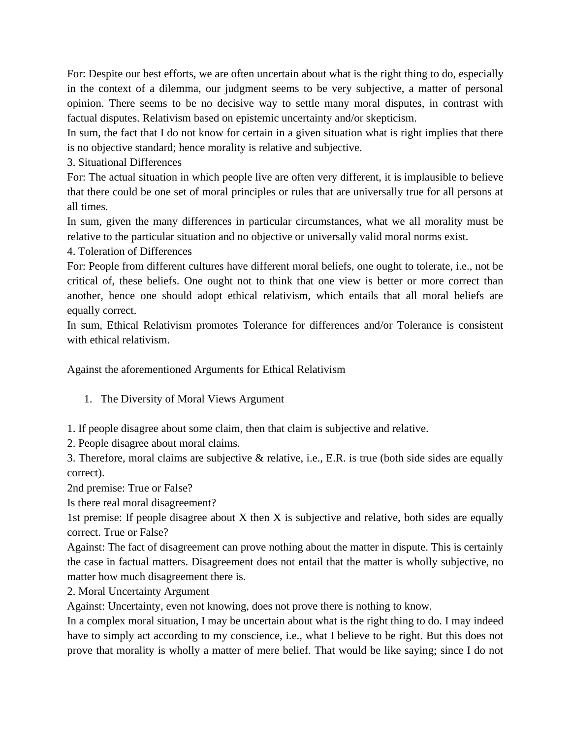For: Despite our best efforts, we are often uncertain about what is the right thing to do, especially in the context of a dilemma, our judgment seems to be very subjective, a matter of personal opinion. There seems to be no decisive way to settle many moral disputes, in contrast with factual disputes. Relativism based on epistemic uncertainty and/or skepticism.

In sum, the fact that I do not know for certain in a given situation what is right implies that there is no objective standard; hence morality is relative and subjective.

3. Situational Differences

For: The actual situation in which people live are often very different, it is implausible to believe that there could be one set of moral principles or rules that are universally true for all persons at all times.

In sum, given the many differences in particular circumstances, what we all morality must be relative to the particular situation and no objective or universally valid moral norms exist.

4. Toleration of Differences

For: People from different cultures have different moral beliefs, one ought to tolerate, i.e., not be critical of, these beliefs. One ought not to think that one view is better or more correct than another, hence one should adopt ethical relativism, which entails that all moral beliefs are equally correct.

In sum, Ethical Relativism promotes Tolerance for differences and/or Tolerance is consistent with ethical relativism.

Against the aforementioned Arguments for Ethical Relativism

1. The Diversity of Moral Views Argument

1. If people disagree about some claim, then that claim is subjective and relative.
2. People disagree about moral claims.
3. Therefore, moral claims are subjective & relative, i.e., E.R. is true (both side sides are equally correct).

2nd premise: True or False?

Is there real moral disagreement?

1st premise: If people disagree about X then X is subjective and relative, both sides are equally correct. True or False?

Against: The fact of disagreement can prove nothing about the matter in dispute. This is certainly the case in factual matters. Disagreement does not entail that the matter is wholly subjective, no matter how much disagreement there is.

2. Moral Uncertainty Argument

Against: Uncertainty, even not knowing, does not prove there is nothing to know.

In a complex moral situation, I may be uncertain about what is the right thing to do. I may indeed have to simply act according to my conscience, i.e., what I believe to be right. But this does not prove that morality is wholly a matter of mere belief. That would be like saying; since I do not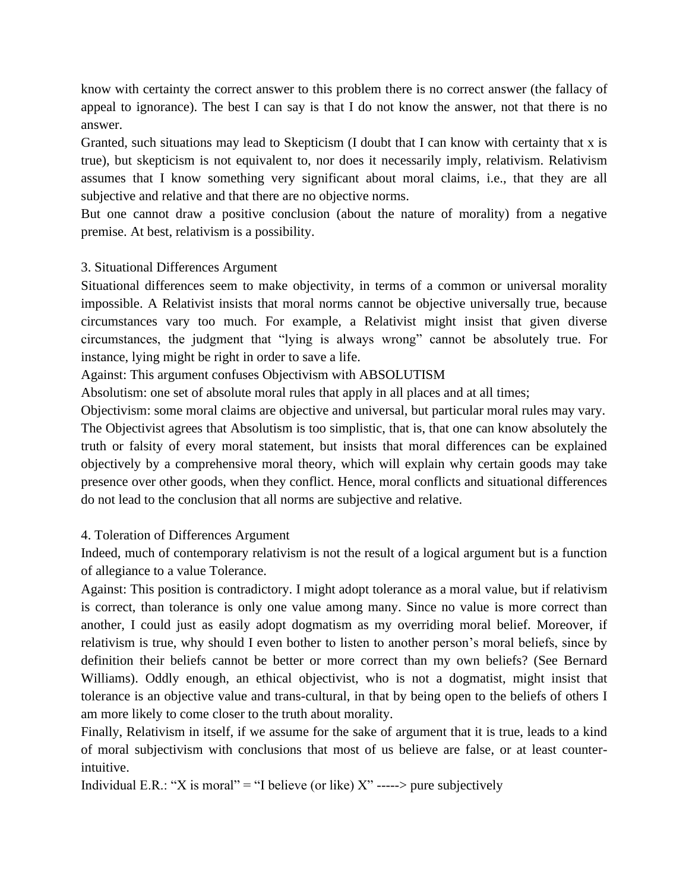know with certainty the correct answer to this problem there is no correct answer (the fallacy of appeal to ignorance). The best I can say is that I do not know the answer, not that there is no answer.

Granted, such situations may lead to Skepticism (I doubt that I can know with certainty that x is true), but skepticism is not equivalent to, nor does it necessarily imply, relativism. Relativism assumes that I know something very significant about moral claims, i.e., that they are all subjective and relative and that there are no objective norms.

But one cannot draw a positive conclusion (about the nature of morality) from a negative premise. At best, relativism is a possibility.

3. Situational Differences Argument

Situational differences seem to make objectivity, in terms of a common or universal morality impossible. A Relativist insists that moral norms cannot be objective universally true, because circumstances vary too much. For example, a Relativist might insist that given diverse circumstances, the judgment that "lying is always wrong" cannot be absolutely true. For instance, lying might be right in order to save a life.

Against: This argument confuses Objectivism with ABSOLUTISM

Absolutism: one set of absolute moral rules that apply in all places and at all times;

Objectivism: some moral claims are objective and universal, but particular moral rules may vary.

The Objectivist agrees that Absolutism is too simplistic, that is, that one can know absolutely the truth or falsity of every moral statement, but insists that moral differences can be explained objectively by a comprehensive moral theory, which will explain why certain goods may take presence over other goods, when they conflict. Hence, moral conflicts and situational differences do not lead to the conclusion that all norms are subjective and relative.

4. Toleration of Differences Argument

Indeed, much of contemporary relativism is not the result of a logical argument but is a function of allegiance to a value Tolerance.

Against: This position is contradictory. I might adopt tolerance as a moral value, but if relativism is correct, than tolerance is only one value among many. Since no value is more correct than another, I could just as easily adopt dogmatism as my overriding moral belief. Moreover, if relativism is true, why should I even bother to listen to another person's moral beliefs, since by definition their beliefs cannot be better or more correct than my own beliefs? (See Bernard Williams). Oddly enough, an ethical objectivist, who is not a dogmatist, might insist that tolerance is an objective value and trans-cultural, in that by being open to the beliefs of others I am more likely to come closer to the truth about morality.

Finally, Relativism in itself, if we assume for the sake of argument that it is true, leads to a kind of moral subjectivism with conclusions that most of us believe are false, or at least counter-intuitive.

Individual E.R.: "X is moral" = "I believe (or like) X" -----> pure subjectively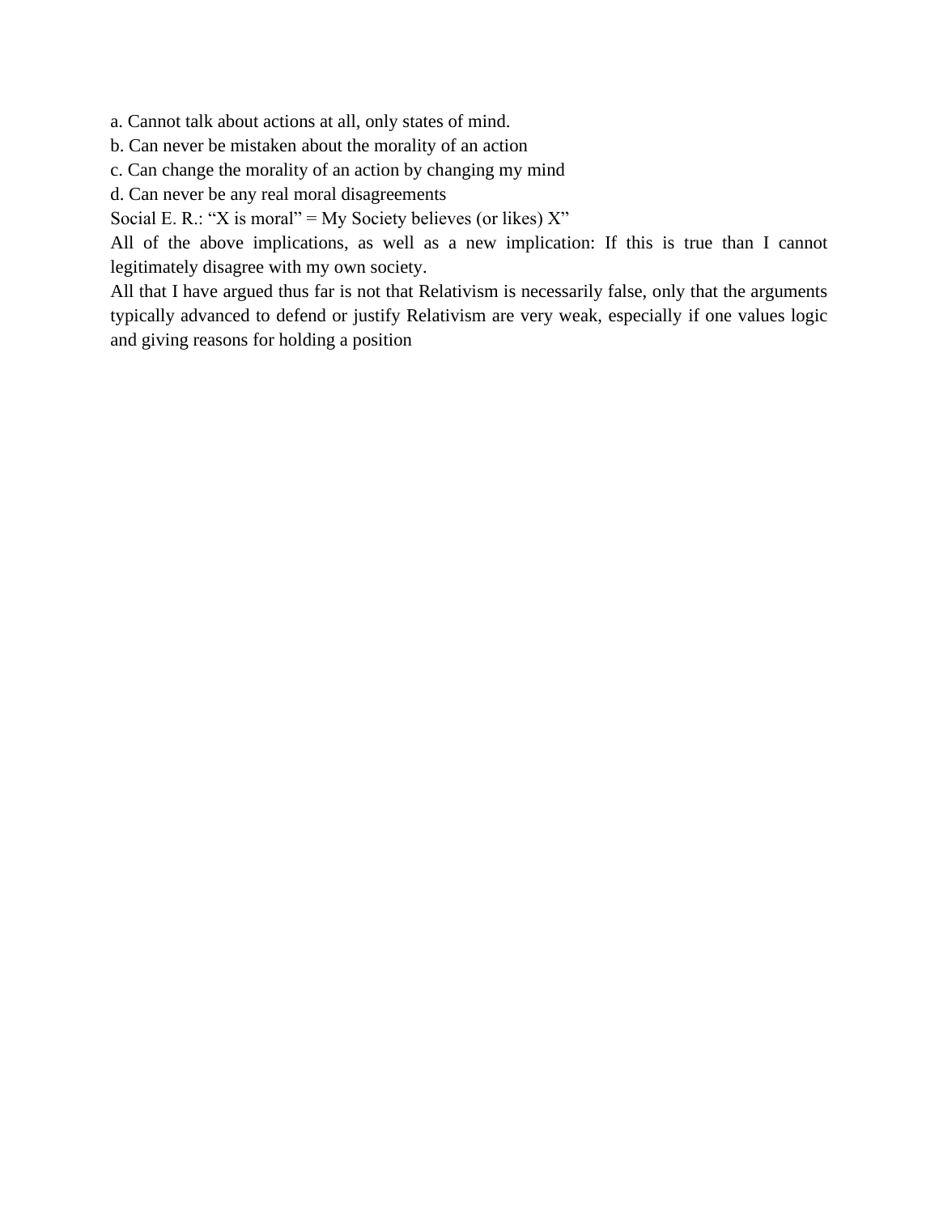a. Cannot talk about actions at all, only states of mind.
b. Can never be mistaken about the morality of an action
c. Can change the morality of an action by changing my mind
d. Can never be any real moral disagreements

Social E. R.: “X is moral” = My Society believes (or likes) X”

All of the above implications, as well as a new implication: If this is true than I cannot legitimately disagree with my own society.

All that I have argued thus far is not that Relativism is necessarily false, only that the arguments typically advanced to defend or justify Relativism are very weak, especially if one values logic and giving reasons for holding a position